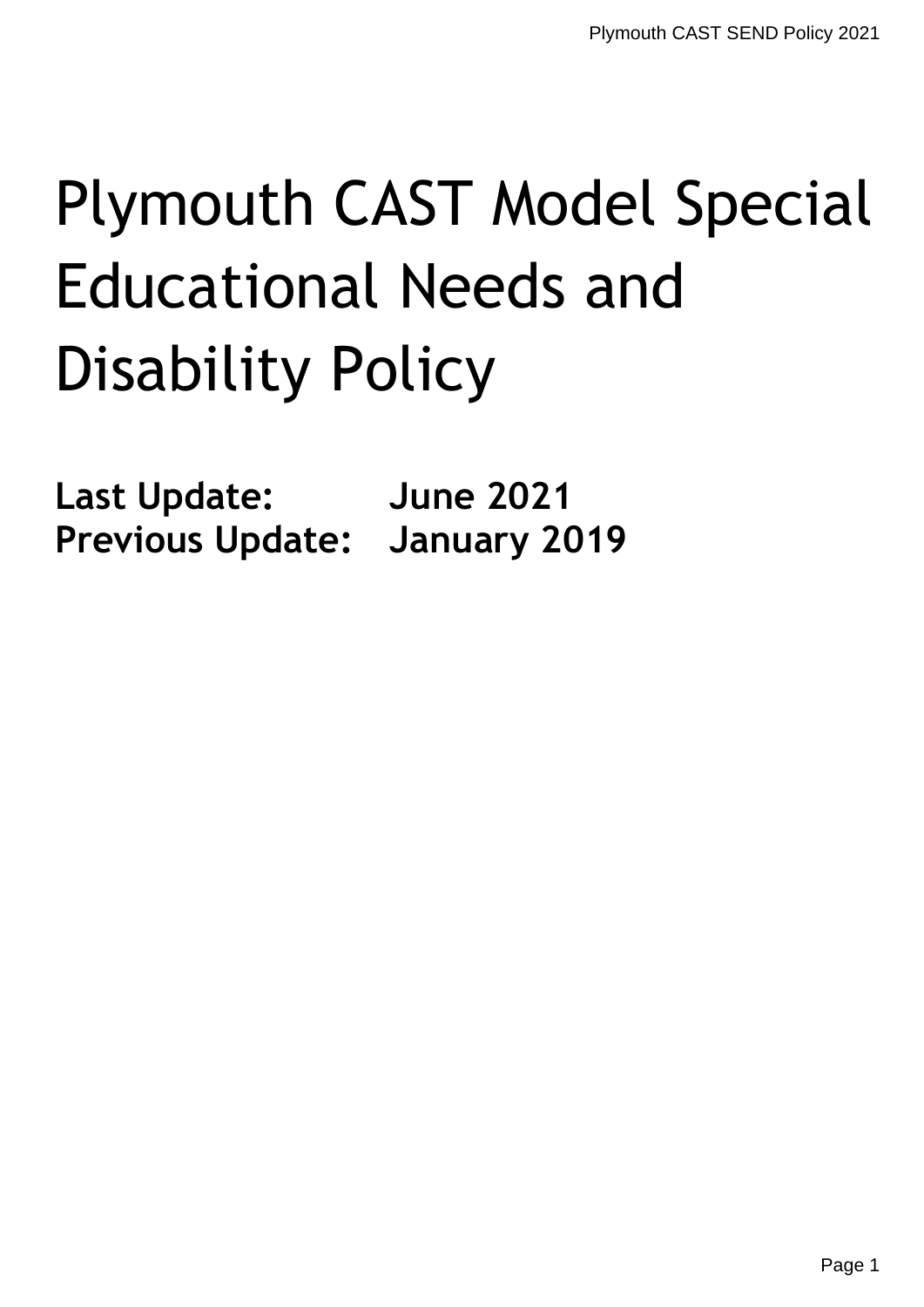# Plymouth CAST Model Special Educational Needs and Disability Policy

**Last Update: June 2021**
**Previous Update: January 2019**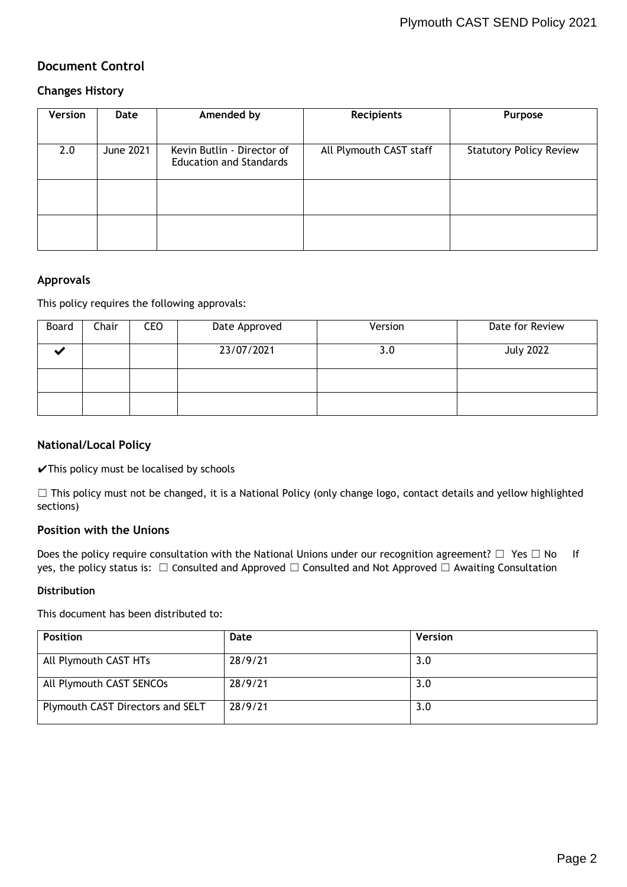## Document Control

### Changes History

| Version | Date | Amended by | Recipients | Purpose |
|---|---|---|---|---|
| 2.0 | June 2021 | Kevin Butlin - Director of Education and Standards | All Plymouth CAST staff | Statutory Policy Review |
| | | | | |
| | | | | |

### Approvals

This policy requires the following approvals:

| Board | Chair | CEO | Date Approved | Version | Date for Review |
|---|---|---|---|---|---|
| ✔ | | | 23/07/2021 | 3.0 | July 2022 |
| | | | | | |
| | | | | | |

### National/Local Policy

✔This policy must be localised by schools

☐ This policy must not be changed, it is a National Policy (only change logo, contact details and yellow highlighted sections)

### Position with the Unions

Does the policy require consultation with the National Unions under our recognition agreement? ☐ Yes ☐ No If yes, the policy status is: ☐ Consulted and Approved ☐ Consulted and Not Approved ☐ Awaiting Consultation

#### Distribution

This document has been distributed to:

| Position | Date | Version |
|---|---|---|
| All Plymouth CAST HTs | 28/9/21 | 3.0 |
| All Plymouth CAST SENCOs | 28/9/21 | 3.0 |
| Plymouth CAST Directors and SELT | 28/9/21 | 3.0 |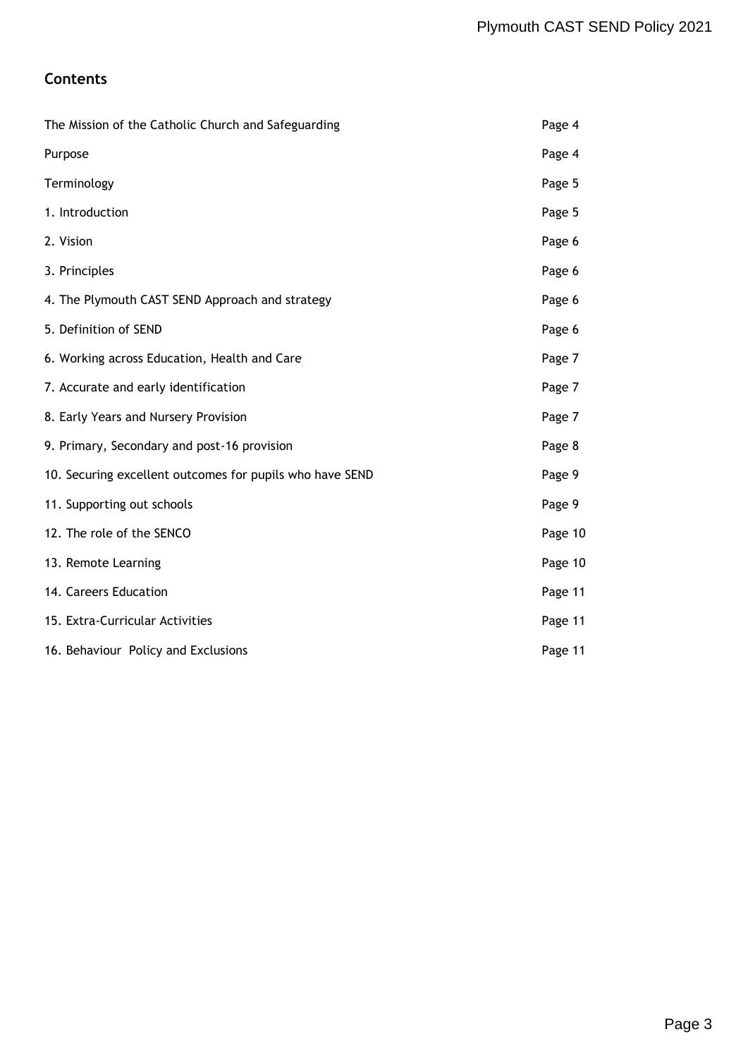## Contents

| | |
|---|---|
| The Mission of the Catholic Church and Safeguarding | Page 4 |
| Purpose | Page 4 |
| Terminology | Page 5 |
| 1. Introduction | Page 5 |
| 2. Vision | Page 6 |
| 3. Principles | Page 6 |
| 4. The Plymouth CAST SEND Approach and strategy | Page 6 |
| 5. Definition of SEND | Page 6 |
| 6. Working across Education, Health and Care | Page 7 |
| 7. Accurate and early identification | Page 7 |
| 8. Early Years and Nursery Provision | Page 7 |
| 9. Primary, Secondary and post-16 provision | Page 8 |
| 10. Securing excellent outcomes for pupils who have SEND | Page 9 |
| 11. Supporting out schools | Page 9 |
| 12. The role of the SENCO | Page 10 |
| 13. Remote Learning | Page 10 |
| 14. Careers Education | Page 11 |
| 15. Extra-Curricular Activities | Page 11 |
| 16. Behaviour Policy and Exclusions | Page 11 |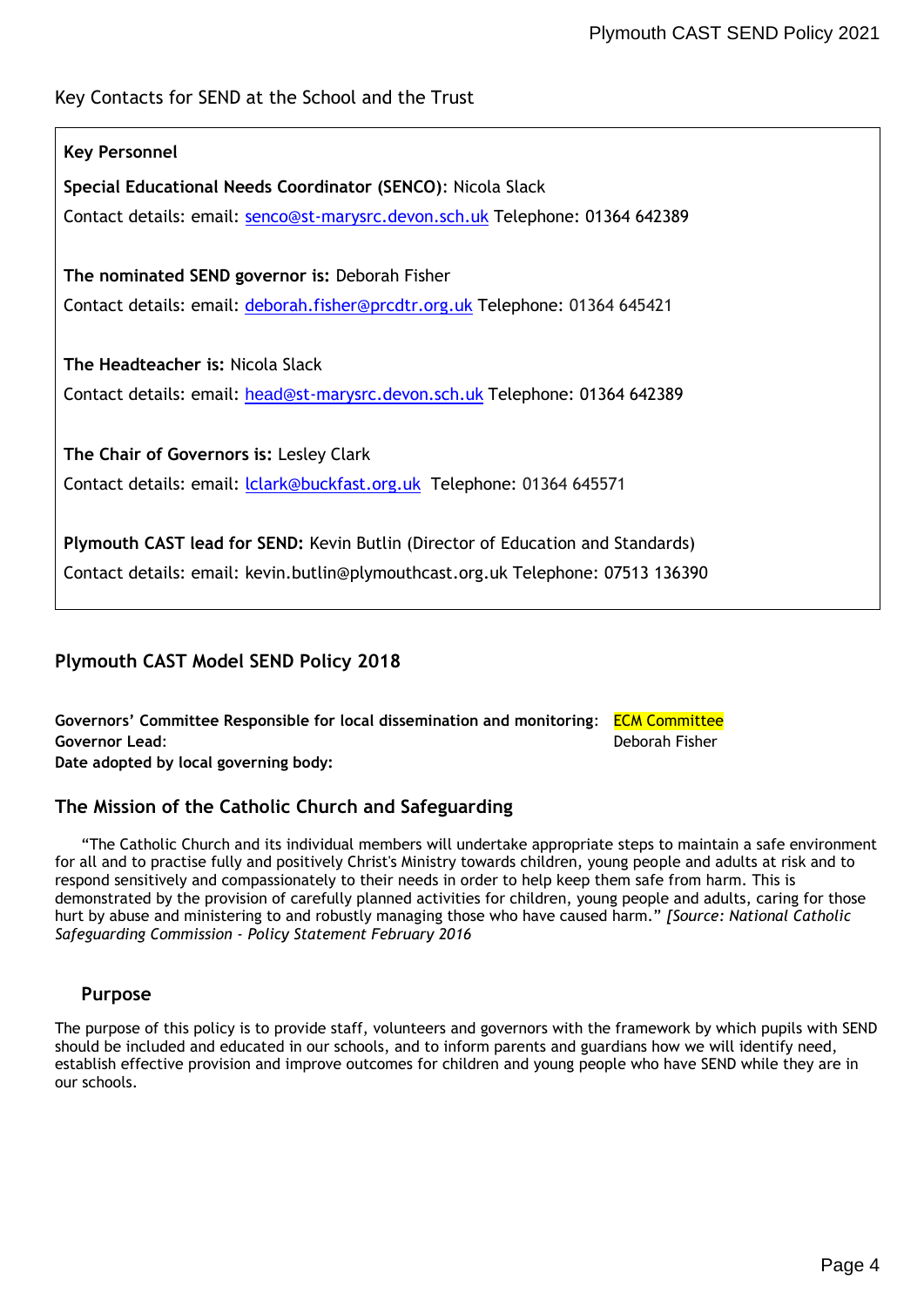Key Contacts for SEND at the School and the Trust

**Key Personnel**

**Special Educational Needs Coordinator (SENCO)**: Nicola Slack

Contact details: email: senco@st-marysrc.devon.sch.uk Telephone: 01364 642389

**The nominated SEND governor is:** Deborah Fisher

Contact details: email: deborah.fisher@prcdtr.org.uk Telephone: 01364 645421

**The Headteacher is:** Nicola Slack

Contact details: email: head@st-marysrc.devon.sch.uk Telephone: 01364 642389

**The Chair of Governors is:** Lesley Clark

Contact details: email: lclark@buckfast.org.uk Telephone: 01364 645571

**Plymouth CAST lead for SEND:** Kevin Butlin (Director of Education and Standards)

Contact details: email: kevin.butlin@plymouthcast.org.uk Telephone: 07513 136390

## Plymouth CAST Model SEND Policy 2018

**Governors' Committee Responsible for local dissemination and monitoring:** ECM Committee
**Governor Lead**: Deborah Fisher
**Date adopted by local governing body:**

## The Mission of the Catholic Church and Safeguarding

"The Catholic Church and its individual members will undertake appropriate steps to maintain a safe environment for all and to practise fully and positively Christ's Ministry towards children, young people and adults at risk and to respond sensitively and compassionately to their needs in order to help keep them safe from harm. This is demonstrated by the provision of carefully planned activities for children, young people and adults, caring for those hurt by abuse and ministering to and robustly managing those who have caused harm." *[Source: National Catholic Safeguarding Commission - Policy Statement February 2016*

### Purpose

The purpose of this policy is to provide staff, volunteers and governors with the framework by which pupils with SEND should be included and educated in our schools, and to inform parents and guardians how we will identify need, establish effective provision and improve outcomes for children and young people who have SEND while they are in our schools.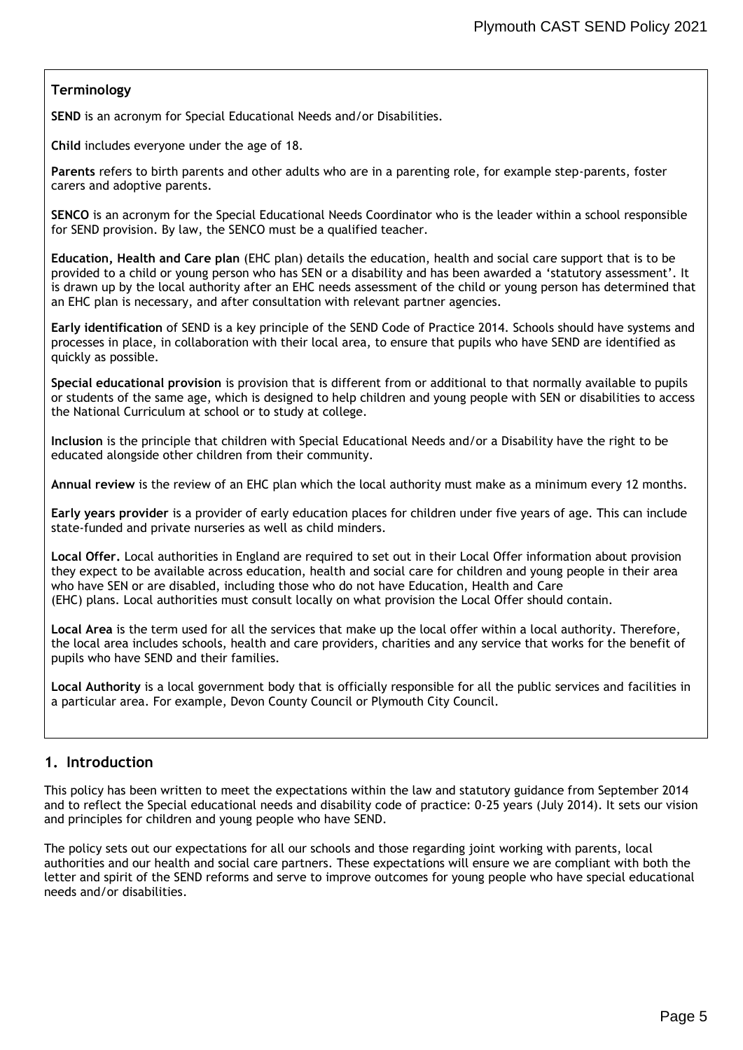### Terminology

**SEND** is an acronym for Special Educational Needs and/or Disabilities.

**Child** includes everyone under the age of 18.

**Parents** refers to birth parents and other adults who are in a parenting role, for example step-parents, foster carers and adoptive parents.

**SENCO** is an acronym for the Special Educational Needs Coordinator who is the leader within a school responsible for SEND provision. By law, the SENCO must be a qualified teacher.

**Education, Health and Care plan** (EHC plan) details the education, health and social care support that is to be provided to a child or young person who has SEN or a disability and has been awarded a 'statutory assessment'. It is drawn up by the local authority after an EHC needs assessment of the child or young person has determined that an EHC plan is necessary, and after consultation with relevant partner agencies.

**Early identification** of SEND is a key principle of the SEND Code of Practice 2014. Schools should have systems and processes in place, in collaboration with their local area, to ensure that pupils who have SEND are identified as quickly as possible.

**Special educational provision** is provision that is different from or additional to that normally available to pupils or students of the same age, which is designed to help children and young people with SEN or disabilities to access the National Curriculum at school or to study at college.

**Inclusion** is the principle that children with Special Educational Needs and/or a Disability have the right to be educated alongside other children from their community.

**Annual review** is the review of an EHC plan which the local authority must make as a minimum every 12 months.

**Early years provider** is a provider of early education places for children under five years of age. This can include state-funded and private nurseries as well as child minders.

**Local Offer.** Local authorities in England are required to set out in their Local Offer information about provision they expect to be available across education, health and social care for children and young people in their area who have SEN or are disabled, including those who do not have Education, Health and Care (EHC) plans. Local authorities must consult locally on what provision the Local Offer should contain.

**Local Area** is the term used for all the services that make up the local offer within a local authority. Therefore, the local area includes schools, health and care providers, charities and any service that works for the benefit of pupils who have SEND and their families.

**Local Authority** is a local government body that is officially responsible for all the public services and facilities in a particular area. For example, Devon County Council or Plymouth City Council.

## 1. Introduction

This policy has been written to meet the expectations within the law and statutory guidance from September 2014 and to reflect the Special educational needs and disability code of practice: 0-25 years (July 2014). It sets our vision and principles for children and young people who have SEND.

The policy sets out our expectations for all our schools and those regarding joint working with parents, local authorities and our health and social care partners. These expectations will ensure we are compliant with both the letter and spirit of the SEND reforms and serve to improve outcomes for young people who have special educational needs and/or disabilities.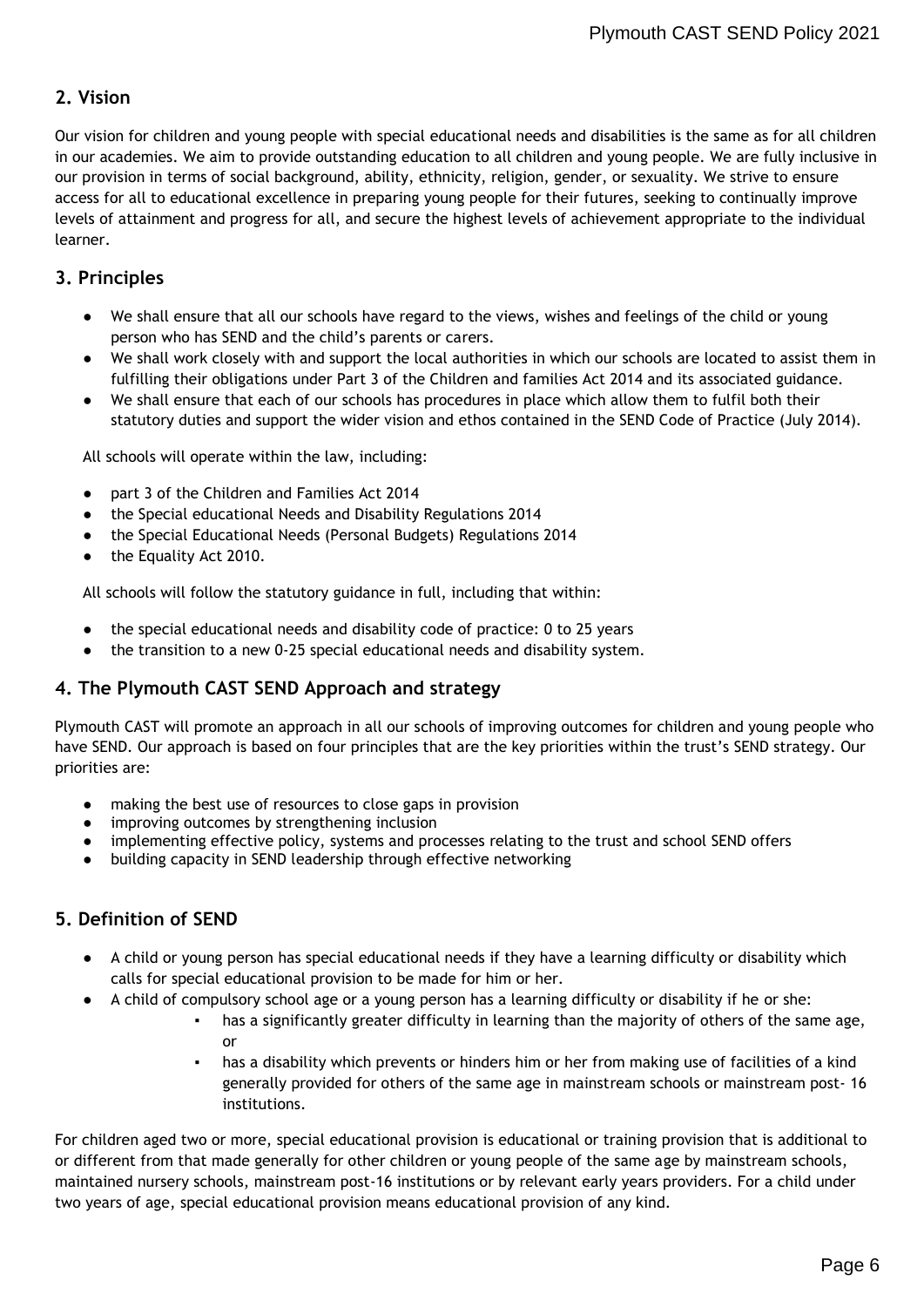## 2. Vision

Our vision for children and young people with special educational needs and disabilities is the same as for all children in our academies. We aim to provide outstanding education to all children and young people. We are fully inclusive in our provision in terms of social background, ability, ethnicity, religion, gender, or sexuality. We strive to ensure access for all to educational excellence in preparing young people for their futures, seeking to continually improve levels of attainment and progress for all, and secure the highest levels of achievement appropriate to the individual learner.

## 3. Principles

- We shall ensure that all our schools have regard to the views, wishes and feelings of the child or young person who has SEND and the child's parents or carers.
- We shall work closely with and support the local authorities in which our schools are located to assist them in fulfilling their obligations under Part 3 of the Children and families Act 2014 and its associated guidance.
- We shall ensure that each of our schools has procedures in place which allow them to fulfil both their statutory duties and support the wider vision and ethos contained in the SEND Code of Practice (July 2014).

All schools will operate within the law, including:

- part 3 of the Children and Families Act 2014
- the Special educational Needs and Disability Regulations 2014
- the Special Educational Needs (Personal Budgets) Regulations 2014
- the Equality Act 2010.

All schools will follow the statutory guidance in full, including that within:

- the special educational needs and disability code of practice: 0 to 25 years
- the transition to a new 0-25 special educational needs and disability system.

## 4. The Plymouth CAST SEND Approach and strategy

Plymouth CAST will promote an approach in all our schools of improving outcomes for children and young people who have SEND. Our approach is based on four principles that are the key priorities within the trust's SEND strategy. Our priorities are:

- making the best use of resources to close gaps in provision
- improving outcomes by strengthening inclusion
- implementing effective policy, systems and processes relating to the trust and school SEND offers
- building capacity in SEND leadership through effective networking

## 5. Definition of SEND

- A child or young person has special educational needs if they have a learning difficulty or disability which calls for special educational provision to be made for him or her.
- A child of compulsory school age or a young person has a learning difficulty or disability if he or she:
  - has a significantly greater difficulty in learning than the majority of others of the same age, or
  - has a disability which prevents or hinders him or her from making use of facilities of a kind generally provided for others of the same age in mainstream schools or mainstream post- 16 institutions.

For children aged two or more, special educational provision is educational or training provision that is additional to or different from that made generally for other children or young people of the same age by mainstream schools, maintained nursery schools, mainstream post-16 institutions or by relevant early years providers. For a child under two years of age, special educational provision means educational provision of any kind.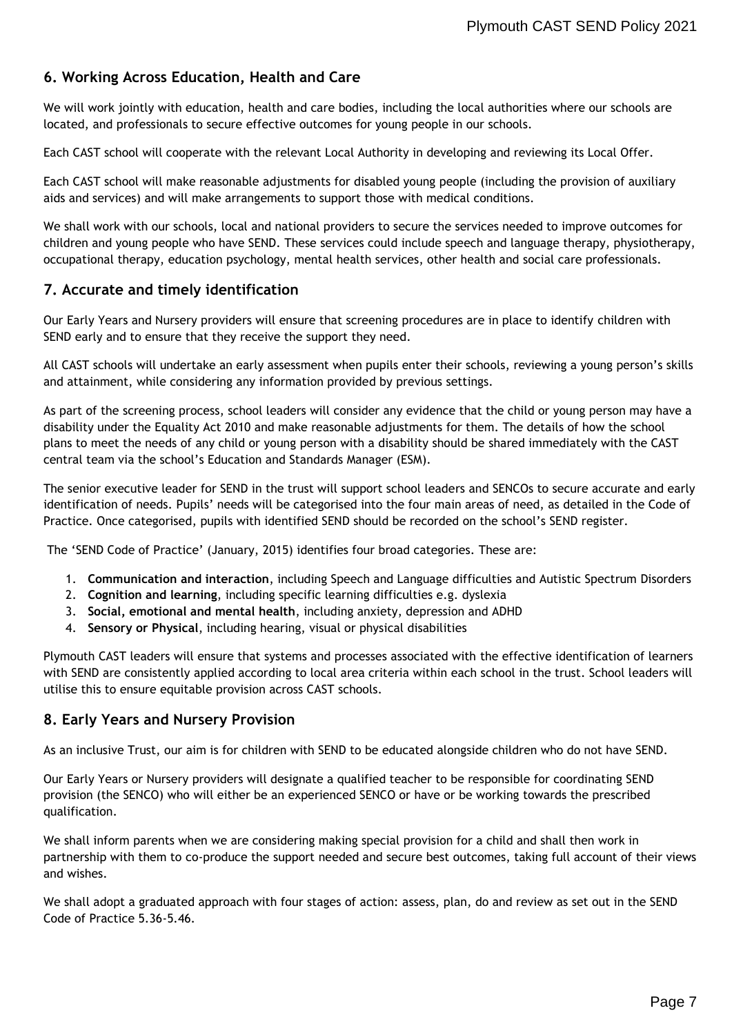## 6. Working Across Education, Health and Care

We will work jointly with education, health and care bodies, including the local authorities where our schools are located, and professionals to secure effective outcomes for young people in our schools.

Each CAST school will cooperate with the relevant Local Authority in developing and reviewing its Local Offer.

Each CAST school will make reasonable adjustments for disabled young people (including the provision of auxiliary aids and services) and will make arrangements to support those with medical conditions.

We shall work with our schools, local and national providers to secure the services needed to improve outcomes for children and young people who have SEND. These services could include speech and language therapy, physiotherapy, occupational therapy, education psychology, mental health services, other health and social care professionals.

## 7. Accurate and timely identification

Our Early Years and Nursery providers will ensure that screening procedures are in place to identify children with SEND early and to ensure that they receive the support they need.

All CAST schools will undertake an early assessment when pupils enter their schools, reviewing a young person's skills and attainment, while considering any information provided by previous settings.

As part of the screening process, school leaders will consider any evidence that the child or young person may have a disability under the Equality Act 2010 and make reasonable adjustments for them. The details of how the school plans to meet the needs of any child or young person with a disability should be shared immediately with the CAST central team via the school's Education and Standards Manager (ESM).

The senior executive leader for SEND in the trust will support school leaders and SENCOs to secure accurate and early identification of needs. Pupils' needs will be categorised into the four main areas of need, as detailed in the Code of Practice. Once categorised, pupils with identified SEND should be recorded on the school's SEND register.

The 'SEND Code of Practice' (January, 2015) identifies four broad categories. These are:

1. **Communication and interaction**, including Speech and Language difficulties and Autistic Spectrum Disorders
2. **Cognition and learning**, including specific learning difficulties e.g. dyslexia
3. **Social, emotional and mental health**, including anxiety, depression and ADHD
4. **Sensory or Physical**, including hearing, visual or physical disabilities

Plymouth CAST leaders will ensure that systems and processes associated with the effective identification of learners with SEND are consistently applied according to local area criteria within each school in the trust. School leaders will utilise this to ensure equitable provision across CAST schools.

## 8. Early Years and Nursery Provision

As an inclusive Trust, our aim is for children with SEND to be educated alongside children who do not have SEND.

Our Early Years or Nursery providers will designate a qualified teacher to be responsible for coordinating SEND provision (the SENCO) who will either be an experienced SENCO or have or be working towards the prescribed qualification.

We shall inform parents when we are considering making special provision for a child and shall then work in partnership with them to co-produce the support needed and secure best outcomes, taking full account of their views and wishes.

We shall adopt a graduated approach with four stages of action: assess, plan, do and review as set out in the SEND Code of Practice 5.36-5.46.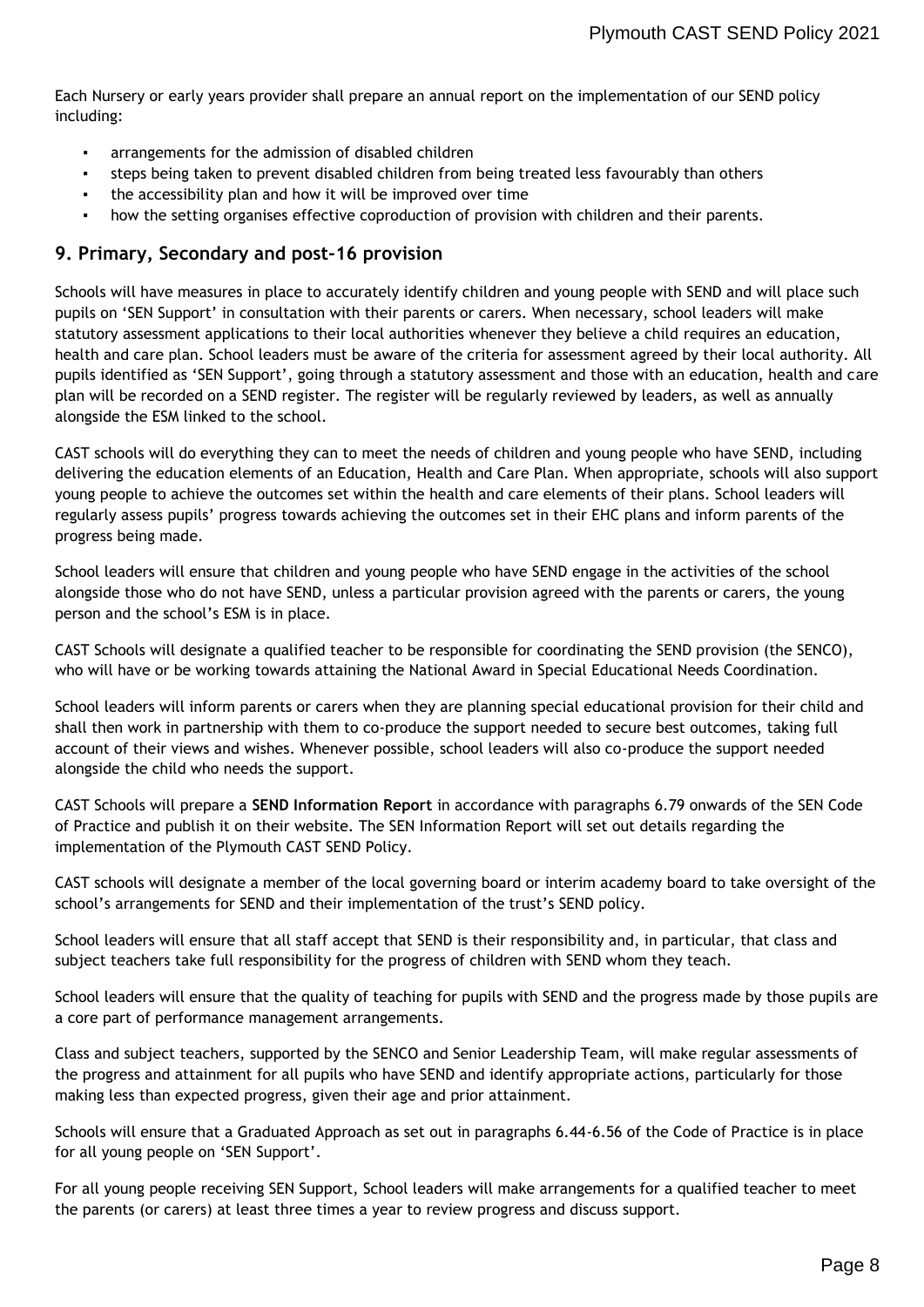Each Nursery or early years provider shall prepare an annual report on the implementation of our SEND policy including:

- arrangements for the admission of disabled children
- steps being taken to prevent disabled children from being treated less favourably than others
- the accessibility plan and how it will be improved over time
- how the setting organises effective coproduction of provision with children and their parents.

## 9. Primary, Secondary and post-16 provision

Schools will have measures in place to accurately identify children and young people with SEND and will place such pupils on 'SEN Support' in consultation with their parents or carers. When necessary, school leaders will make statutory assessment applications to their local authorities whenever they believe a child requires an education, health and care plan. School leaders must be aware of the criteria for assessment agreed by their local authority. All pupils identified as 'SEN Support', going through a statutory assessment and those with an education, health and care plan will be recorded on a SEND register. The register will be regularly reviewed by leaders, as well as annually alongside the ESM linked to the school.

CAST schools will do everything they can to meet the needs of children and young people who have SEND, including delivering the education elements of an Education, Health and Care Plan. When appropriate, schools will also support young people to achieve the outcomes set within the health and care elements of their plans. School leaders will regularly assess pupils' progress towards achieving the outcomes set in their EHC plans and inform parents of the progress being made.

School leaders will ensure that children and young people who have SEND engage in the activities of the school alongside those who do not have SEND, unless a particular provision agreed with the parents or carers, the young person and the school's ESM is in place.

CAST Schools will designate a qualified teacher to be responsible for coordinating the SEND provision (the SENCO), who will have or be working towards attaining the National Award in Special Educational Needs Coordination.

School leaders will inform parents or carers when they are planning special educational provision for their child and shall then work in partnership with them to co-produce the support needed to secure best outcomes, taking full account of their views and wishes. Whenever possible, school leaders will also co-produce the support needed alongside the child who needs the support.

CAST Schools will prepare a **SEND Information Report** in accordance with paragraphs 6.79 onwards of the SEN Code of Practice and publish it on their website. The SEN Information Report will set out details regarding the implementation of the Plymouth CAST SEND Policy.

CAST schools will designate a member of the local governing board or interim academy board to take oversight of the school's arrangements for SEND and their implementation of the trust's SEND policy.

School leaders will ensure that all staff accept that SEND is their responsibility and, in particular, that class and subject teachers take full responsibility for the progress of children with SEND whom they teach.

School leaders will ensure that the quality of teaching for pupils with SEND and the progress made by those pupils are a core part of performance management arrangements.

Class and subject teachers, supported by the SENCO and Senior Leadership Team, will make regular assessments of the progress and attainment for all pupils who have SEND and identify appropriate actions, particularly for those making less than expected progress, given their age and prior attainment.

Schools will ensure that a Graduated Approach as set out in paragraphs 6.44-6.56 of the Code of Practice is in place for all young people on 'SEN Support'.

For all young people receiving SEN Support, School leaders will make arrangements for a qualified teacher to meet the parents (or carers) at least three times a year to review progress and discuss support.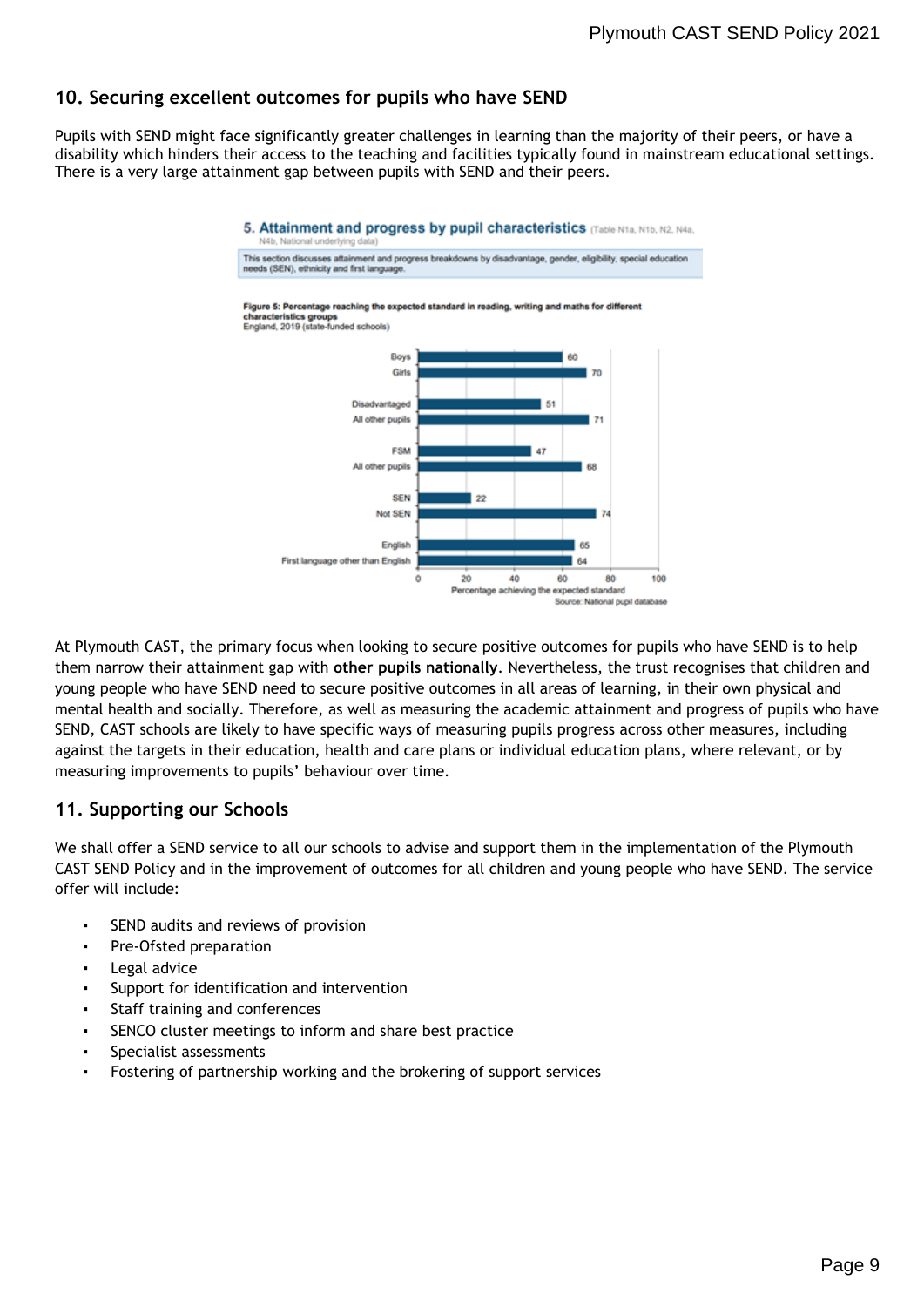## 10. Securing excellent outcomes for pupils who have SEND

Pupils with SEND might face significantly greater challenges in learning than the majority of their peers, or have a disability which hinders their access to the teaching and facilities typically found in mainstream educational settings. There is a very large attainment gap between pupils with SEND and their peers.

**5. Attainment and progress by pupil characteristics** (Table N1a, N1b, N2, N4a, N4b, National underlying data)

This section discusses attainment and progress breakdowns by disadvantage, gender, eligibility, special education needs (SEN), ethnicity and first language.

**Figure 5: Percentage reaching the expected standard in reading, writing and maths for different characteristics groups**
England, 2019 (state-funded schools)

| Group | Percentage achieving the expected standard |
|---|---|
| Boys | 60 |
| Girls | 70 |
| Disadvantaged | 51 |
| All other pupils | 71 |
| FSM | 47 |
| All other pupils | 68 |
| SEN | 22 |
| Not SEN | 74 |
| English | 65 |
| First language other than English | 64 |

Source: National pupil database

At Plymouth CAST, the primary focus when looking to secure positive outcomes for pupils who have SEND is to help them narrow their attainment gap with **other pupils nationally**. Nevertheless, the trust recognises that children and young people who have SEND need to secure positive outcomes in all areas of learning, in their own physical and mental health and socially. Therefore, as well as measuring the academic attainment and progress of pupils who have SEND, CAST schools are likely to have specific ways of measuring pupils progress across other measures, including against the targets in their education, health and care plans or individual education plans, where relevant, or by measuring improvements to pupils' behaviour over time.

## 11. Supporting our Schools

We shall offer a SEND service to all our schools to advise and support them in the implementation of the Plymouth CAST SEND Policy and in the improvement of outcomes for all children and young people who have SEND. The service offer will include:

- SEND audits and reviews of provision
- Pre-Ofsted preparation
- Legal advice
- Support for identification and intervention
- Staff training and conferences
- SENCO cluster meetings to inform and share best practice
- Specialist assessments
- Fostering of partnership working and the brokering of support services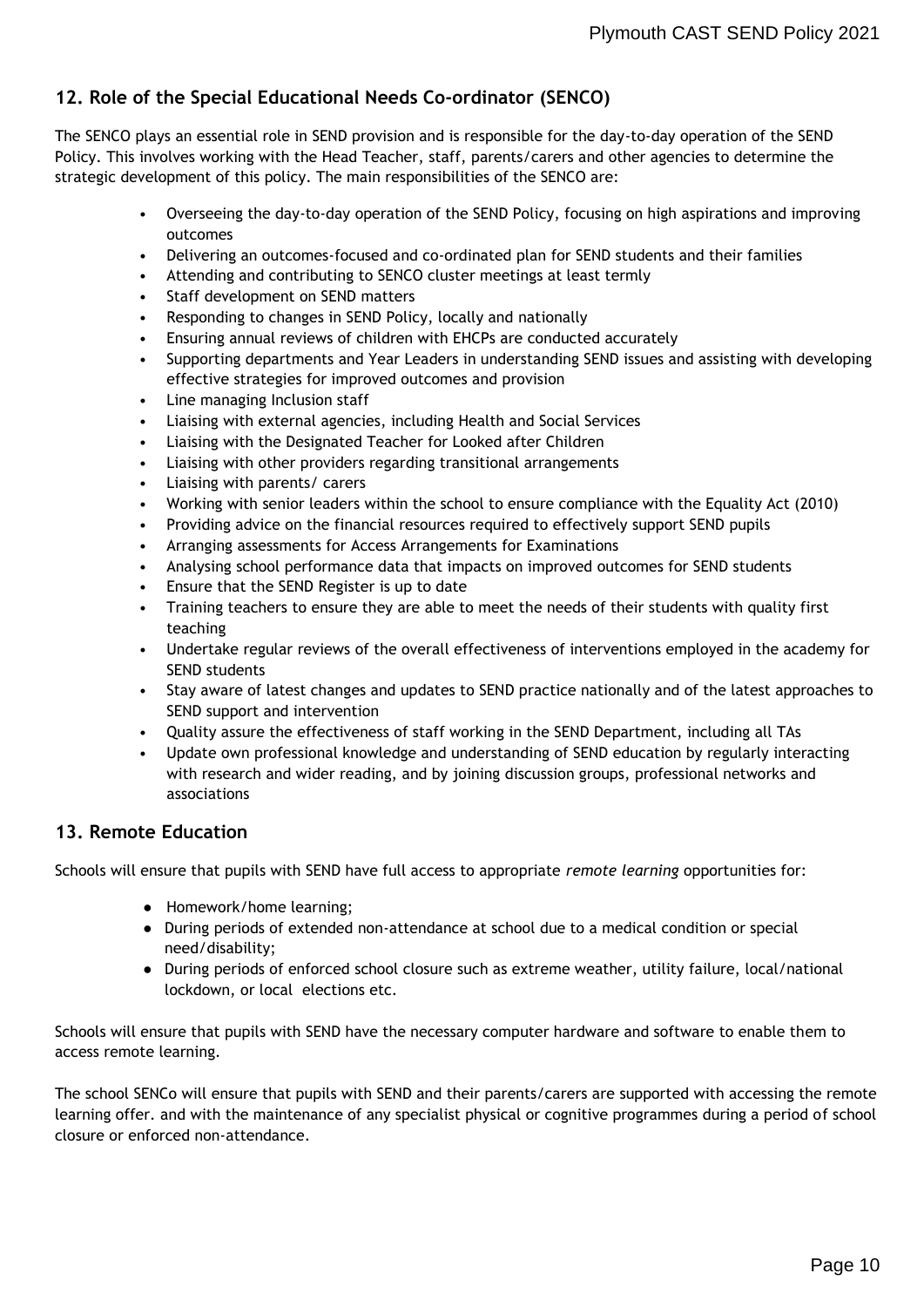## 12. Role of the Special Educational Needs Co-ordinator (SENCO)

The SENCO plays an essential role in SEND provision and is responsible for the day-to-day operation of the SEND Policy. This involves working with the Head Teacher, staff, parents/carers and other agencies to determine the strategic development of this policy. The main responsibilities of the SENCO are:

- Overseeing the day-to-day operation of the SEND Policy, focusing on high aspirations and improving outcomes
- Delivering an outcomes-focused and co-ordinated plan for SEND students and their families
- Attending and contributing to SENCO cluster meetings at least termly
- Staff development on SEND matters
- Responding to changes in SEND Policy, locally and nationally
- Ensuring annual reviews of children with EHCPs are conducted accurately
- Supporting departments and Year Leaders in understanding SEND issues and assisting with developing effective strategies for improved outcomes and provision
- Line managing Inclusion staff
- Liaising with external agencies, including Health and Social Services
- Liaising with the Designated Teacher for Looked after Children
- Liaising with other providers regarding transitional arrangements
- Liaising with parents/ carers
- Working with senior leaders within the school to ensure compliance with the Equality Act (2010)
- Providing advice on the financial resources required to effectively support SEND pupils
- Arranging assessments for Access Arrangements for Examinations
- Analysing school performance data that impacts on improved outcomes for SEND students
- Ensure that the SEND Register is up to date
- Training teachers to ensure they are able to meet the needs of their students with quality first teaching
- Undertake regular reviews of the overall effectiveness of interventions employed in the academy for SEND students
- Stay aware of latest changes and updates to SEND practice nationally and of the latest approaches to SEND support and intervention
- Quality assure the effectiveness of staff working in the SEND Department, including all TAs
- Update own professional knowledge and understanding of SEND education by regularly interacting with research and wider reading, and by joining discussion groups, professional networks and associations

## 13. Remote Education

Schools will ensure that pupils with SEND have full access to appropriate *remote learning* opportunities for:

- Homework/home learning;
- During periods of extended non-attendance at school due to a medical condition or special need/disability;
- During periods of enforced school closure such as extreme weather, utility failure, local/national lockdown, or local elections etc.

Schools will ensure that pupils with SEND have the necessary computer hardware and software to enable them to access remote learning.

The school SENCo will ensure that pupils with SEND and their parents/carers are supported with accessing the remote learning offer. and with the maintenance of any specialist physical or cognitive programmes during a period of school closure or enforced non-attendance.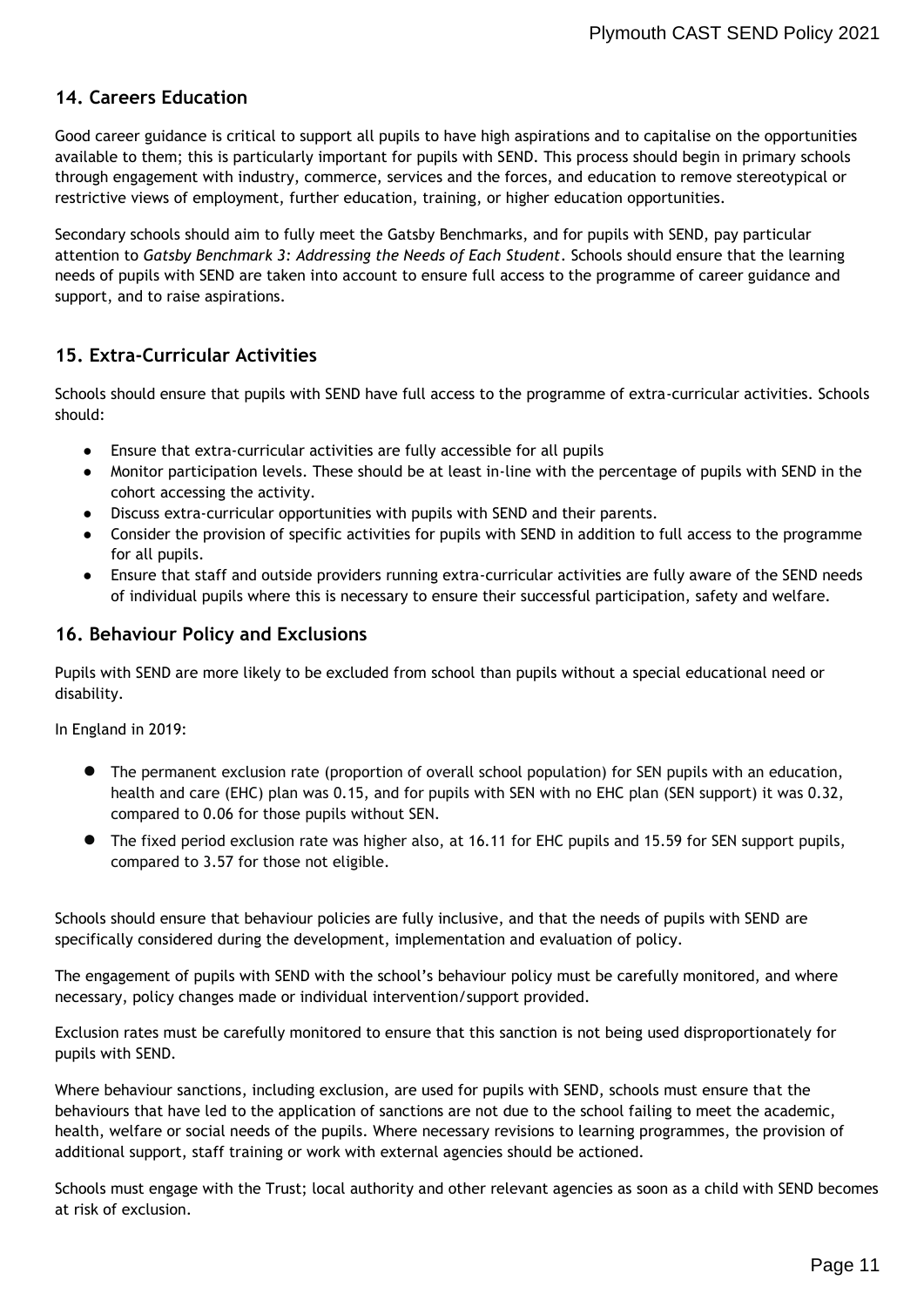## 14. Careers Education

Good career guidance is critical to support all pupils to have high aspirations and to capitalise on the opportunities available to them; this is particularly important for pupils with SEND. This process should begin in primary schools through engagement with industry, commerce, services and the forces, and education to remove stereotypical or restrictive views of employment, further education, training, or higher education opportunities.

Secondary schools should aim to fully meet the Gatsby Benchmarks, and for pupils with SEND, pay particular attention to *Gatsby Benchmark 3: Addressing the Needs of Each Student*. Schools should ensure that the learning needs of pupils with SEND are taken into account to ensure full access to the programme of career guidance and support, and to raise aspirations.

## 15. Extra-Curricular Activities

Schools should ensure that pupils with SEND have full access to the programme of extra-curricular activities. Schools should:

- Ensure that extra-curricular activities are fully accessible for all pupils
- Monitor participation levels. These should be at least in-line with the percentage of pupils with SEND in the cohort accessing the activity.
- Discuss extra-curricular opportunities with pupils with SEND and their parents.
- Consider the provision of specific activities for pupils with SEND in addition to full access to the programme for all pupils.
- Ensure that staff and outside providers running extra-curricular activities are fully aware of the SEND needs of individual pupils where this is necessary to ensure their successful participation, safety and welfare.

## 16. Behaviour Policy and Exclusions

Pupils with SEND are more likely to be excluded from school than pupils without a special educational need or disability.

In England in 2019:

- The permanent exclusion rate (proportion of overall school population) for SEN pupils with an education, health and care (EHC) plan was 0.15, and for pupils with SEN with no EHC plan (SEN support) it was 0.32, compared to 0.06 for those pupils without SEN.
- The fixed period exclusion rate was higher also, at 16.11 for EHC pupils and 15.59 for SEN support pupils, compared to 3.57 for those not eligible.

Schools should ensure that behaviour policies are fully inclusive, and that the needs of pupils with SEND are specifically considered during the development, implementation and evaluation of policy.

The engagement of pupils with SEND with the school's behaviour policy must be carefully monitored, and where necessary, policy changes made or individual intervention/support provided.

Exclusion rates must be carefully monitored to ensure that this sanction is not being used disproportionately for pupils with SEND.

Where behaviour sanctions, including exclusion, are used for pupils with SEND, schools must ensure that the behaviours that have led to the application of sanctions are not due to the school failing to meet the academic, health, welfare or social needs of the pupils. Where necessary revisions to learning programmes, the provision of additional support, staff training or work with external agencies should be actioned.

Schools must engage with the Trust; local authority and other relevant agencies as soon as a child with SEND becomes at risk of exclusion.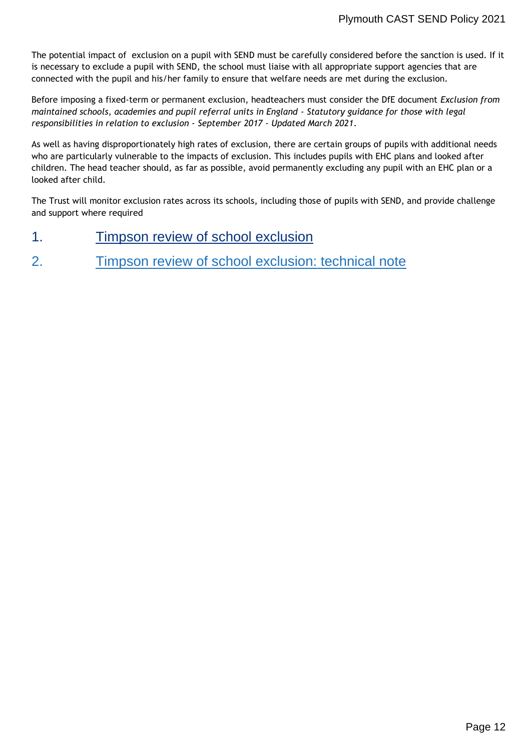The potential impact of  exclusion on a pupil with SEND must be carefully considered before the sanction is used. If it is necessary to exclude a pupil with SEND, the school must liaise with all appropriate support agencies that are connected with the pupil and his/her family to ensure that welfare needs are met during the exclusion.

Before imposing a fixed-term or permanent exclusion, headteachers must consider the DfE document *Exclusion from maintained schools, academies and pupil referral units in England - Statutory guidance for those with legal responsibilities in relation to exclusion - September 2017 - Updated March 2021.*

As well as having disproportionately high rates of exclusion, there are certain groups of pupils with additional needs who are particularly vulnerable to the impacts of exclusion. This includes pupils with EHC plans and looked after children. The head teacher should, as far as possible, avoid permanently excluding any pupil with an EHC plan or a looked after child.

The Trust will monitor exclusion rates across its schools, including those of pupils with SEND, and provide challenge and support where required

1. Timpson review of school exclusion
2. Timpson review of school exclusion: technical note